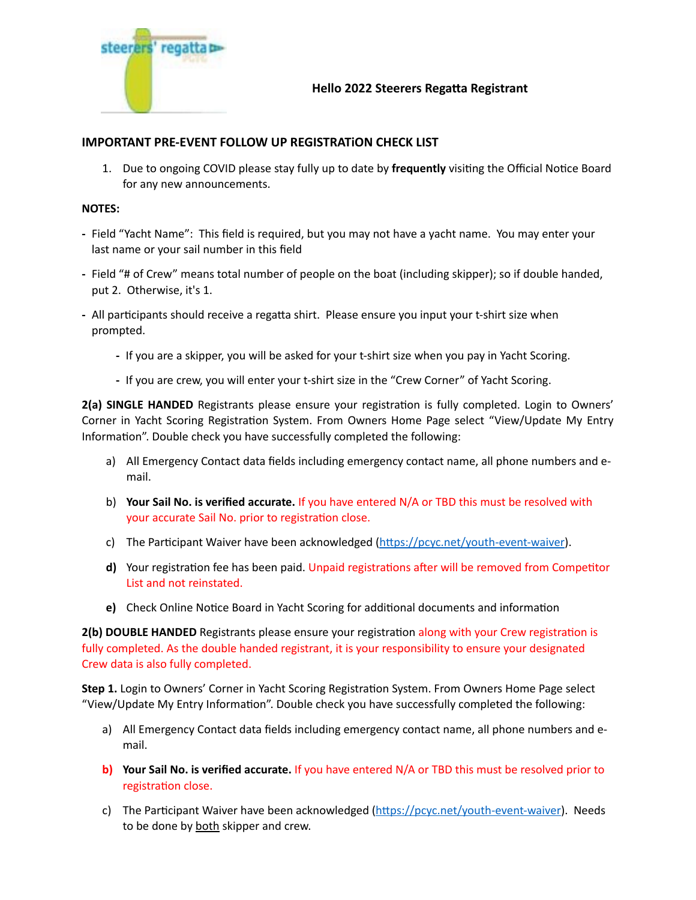**Hello 2022 Steerers Regatta Registrant**

## IMPORTANT PRE-EVENT FOLLOW UP REGISTRATiON CHECK LIST

1. Due to ongoing COVID please stay fully up to date by **frequently** visiting the Official Notice Board for any new announcements.

**NOTES:**

- Field "Yacht Name": This field is required, but you may not have a yacht name. You may enter your last name or your sail number in this field
- Field "# of Crew" means total number of people on the boat (including skipper); so if double handed, put 2. Otherwise, it's 1.
- All participants should receive a regatta shirt. Please ensure you input your t-shirt size when prompted.
  - If you are a skipper, you will be asked for your t-shirt size when you pay in Yacht Scoring.
  - If you are crew, you will enter your t-shirt size in the "Crew Corner" of Yacht Scoring.

**2(a) SINGLE HANDED** Registrants please ensure your registration is fully completed. Login to Owners' Corner in Yacht Scoring Registration System. From Owners Home Page select "View/Update My Entry Information". Double check you have successfully completed the following:

a) All Emergency Contact data fields including emergency contact name, all phone numbers and e-mail.

b) **Your Sail No. is verified accurate.** If you have entered N/A or TBD this must be resolved with your accurate Sail No. prior to registration close.

c) The Participant Waiver have been acknowledged (https://pcyc.net/youth-event-waiver).

**d)** Your registration fee has been paid. Unpaid registrations after will be removed from Competitor List and not reinstated.

**e)** Check Online Notice Board in Yacht Scoring for additional documents and information

**2(b) DOUBLE HANDED** Registrants please ensure your registration along with your Crew registration is fully completed. As the double handed registrant, it is your responsibility to ensure your designated Crew data is also fully completed.

**Step 1.** Login to Owners' Corner in Yacht Scoring Registration System. From Owners Home Page select "View/Update My Entry Information". Double check you have successfully completed the following:

a) All Emergency Contact data fields including emergency contact name, all phone numbers and e-mail.

**b) Your Sail No. is verified accurate.** If you have entered N/A or TBD this must be resolved prior to registration close.

c) The Participant Waiver have been acknowledged (https://pcyc.net/youth-event-waiver). Needs to be done by both skipper and crew.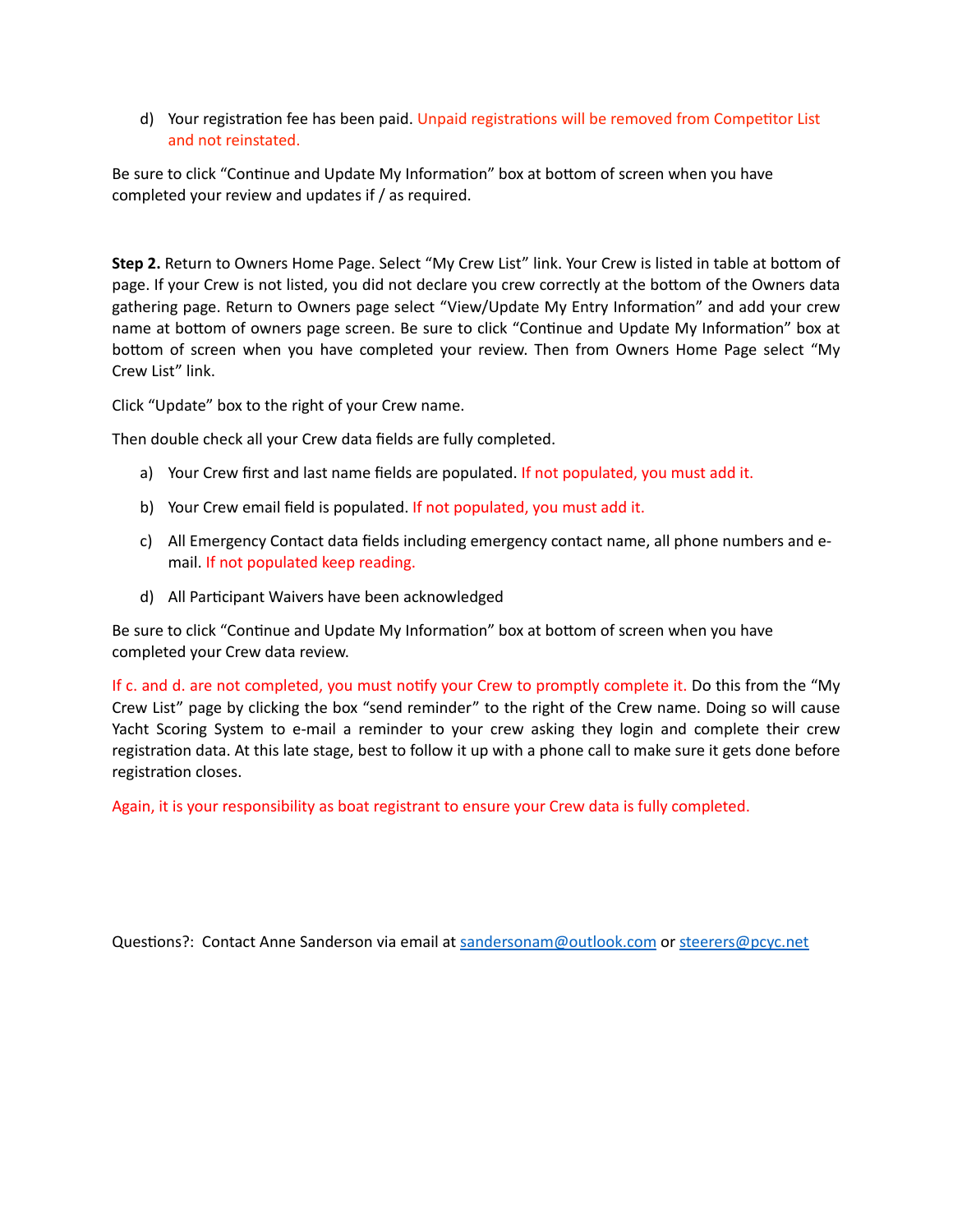d) Your registration fee has been paid. Unpaid registrations will be removed from Competitor List and not reinstated.

Be sure to click "Continue and Update My Information" box at bottom of screen when you have completed your review and updates if / as required.

**Step 2.** Return to Owners Home Page. Select "My Crew List" link. Your Crew is listed in table at bottom of page. If your Crew is not listed, you did not declare you crew correctly at the bottom of the Owners data gathering page. Return to Owners page select "View/Update My Entry Information" and add your crew name at bottom of owners page screen. Be sure to click "Continue and Update My Information" box at bottom of screen when you have completed your review. Then from Owners Home Page select "My Crew List" link.

Click "Update" box to the right of your Crew name.

Then double check all your Crew data fields are fully completed.

a) Your Crew first and last name fields are populated. If not populated, you must add it.

b) Your Crew email field is populated. If not populated, you must add it.

c) All Emergency Contact data fields including emergency contact name, all phone numbers and e-mail. If not populated keep reading.

d) All Participant Waivers have been acknowledged

Be sure to click "Continue and Update My Information" box at bottom of screen when you have completed your Crew data review.

If c. and d. are not completed, you must notify your Crew to promptly complete it. Do this from the "My Crew List" page by clicking the box "send reminder" to the right of the Crew name. Doing so will cause Yacht Scoring System to e-mail a reminder to your crew asking they login and complete their crew registration data. At this late stage, best to follow it up with a phone call to make sure it gets done before registration closes.

Again, it is your responsibility as boat registrant to ensure your Crew data is fully completed.

Questions?: Contact Anne Sanderson via email at sandersonam@outlook.com or steerers@pcyc.net